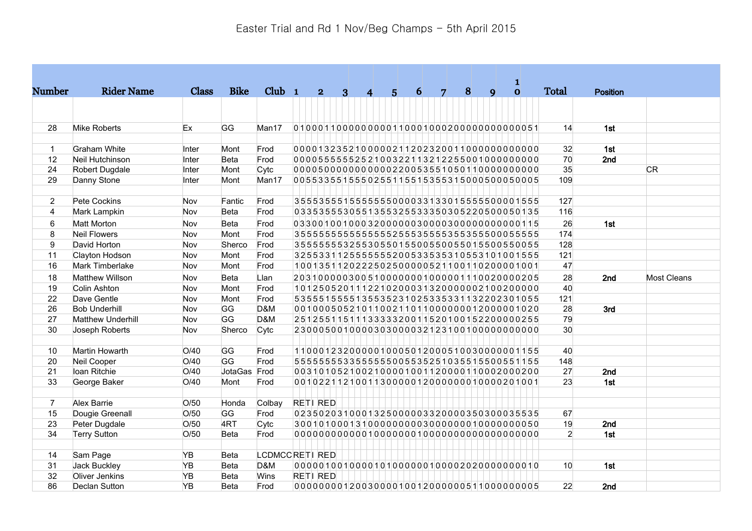# Easter Trial and Rd 1 Nov/Beg Champs – 5th April 2015

| Number | Rider Name | Class | Bike | Club | 1 2 3 4 5 6 7 8 9 10 | Total | Position | |
|---|---|---|---|---|---|---|---|---|
| 28 | Mike Roberts | Ex | GG | Man17 | 0100011000000000110001000200000000000051 | 14 | 1st | |
| 1 | Graham White | Inter | Mont | Frod | 0000132352100000211202320011000000000000 | 32 | 1st | |
| 12 | Neil Hutchinson | Inter | Beta | Frod | 0000555555252100322113212255001000000000 | 70 | 2nd | |
| 24 | Robert Dugdale | Inter | Mont | Cytc | 0000500000000000220053551050110000000000 | 35 | | CR |
| 29 | Danny Stone | Inter | Mont | Man17 | 0055335515550255115515355315000500050005 | 109 | | |
| 2 | Pete Cockins | Nov | Fantic | Frod | 3555355515555555000331330155555000001555 | 127 | | |
| 4 | Mark Lampkin | Nov | Beta | Frod | 0335355530551355325533335030522050005013 5 | 116 | | |
| 6 | Matt Morton | Nov | Beta | Frod | 0330010010003200000030000300000000000115 | 26 | 1st | |
| 8 | Neil Flowers | Nov | Mont | Frod | 3555555555555555255535555355355500055555 | 174 | | |
| 9 | David Horton | Nov | Sherco | Frod | 3555555532553055015500550055015500550055 | 128 | | |
| 11 | Clayton Hodson | Nov | Mont | Frod | 3255331125555555200533535531055310100155 5 | 121 | | |
| 16 | Mark Timberlake | Nov | Mont | Frod | 1001351120222502500000521100110200001001 | 47 | | |
| 18 | Matthew Willson | Nov | Beta | Llan | 2031000000300510000000010000011100200002 05 | 28 | 2nd | Most Cleans |
| 19 | Colin Ashton | Nov | Mont | Frod | 1012505201112210200031320000002100200000 | 40 | | |
| 22 | Dave Gentle | Nov | Mont | Frod | 5355515555135535231025335331132202301055 | 121 | | |
| 26 | Bob Underhill | Nov | GG | D&M | 0010005052101100211011000000012000001020 | 28 | 3rd | |
| 27 | Matthew Underhill | Nov | GG | D&M | 2512551151113333320011520100152200000255 | 79 | | |
| 30 | Joseph Roberts | Nov | Sherco | Cytc | 2300050010000303000032123100100000000000 | 30 | | |
| 10 | Martin Howarth | O/40 | GG | Frod | 1100012320000010005012000510030000000115 5 | 40 | | |
| 20 | Neil Cooper | O/40 | GG | Frod | 5555555533555555005535251035515500551155 | 148 | | |
| 21 | Ioan Ritchie | O/40 | JotaGas | Frod | 0031010521002100001001120000110002000200 | 27 | 2nd | |
| 33 | George Baker | O/40 | Mont | Frod | 0010221121001130000012000000010000201001 | 23 | 1st | |
| 7 | Alex Barrie | O/50 | Honda | Colbay | RETIRED | | | |
| 15 | Dougie Greenall | O/50 | GG | Frod | 0235020310001325000003320000350300035535 | 67 | | |
| 23 | Peter Dugdale | O/50 | 4RT | Cytc | 3001010001310000000003000000010000000050 | 19 | 2nd | |
| 34 | Terry Sutton | O/50 | Beta | Frod | 0000000000001000000010000000000000000000 | 2 | 1st | |
| 14 | Sam Page | YB | Beta | LCDMCC | RETIRED | | | |
| 31 | Jack Buckley | YB | Beta | D&M | 0000010010000101000000010000202000000010 | 10 | 1st | |
| 32 | Oliver Jenkins | YB | Beta | Wins | RETIRED | | | |
| 86 | Declan Sutton | YB | Beta | Frod | 0000000012003000010012000000511000000005 | 22 | 2nd | |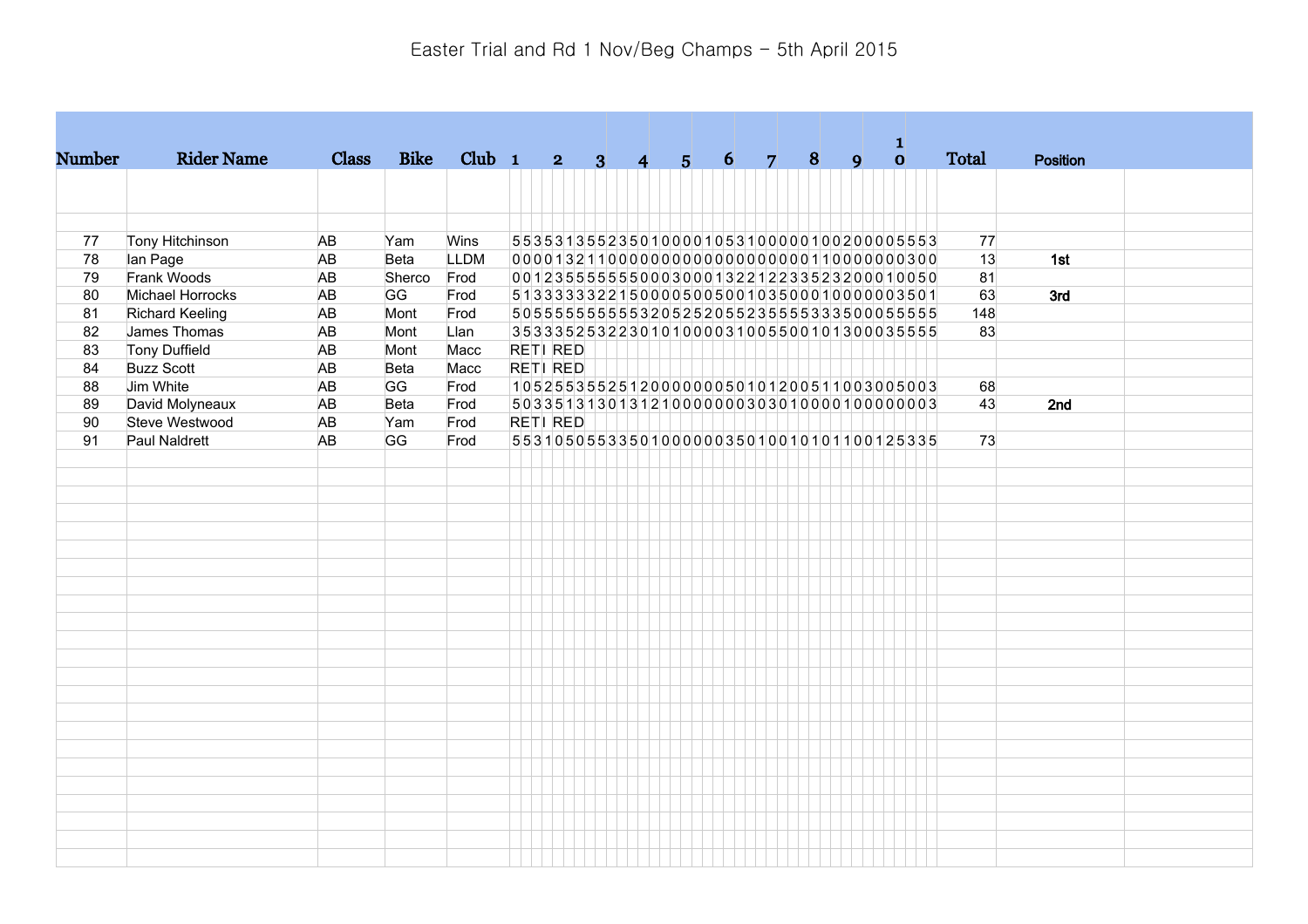# Easter Trial and Rd 1 Nov/Beg Champs - 5th April 2015

| Number | Rider Name | Class | Bike | Club | 1 | 2 | 3 | 4 | 5 | 6 | 7 | 8 | 9 | 10 | Total | Position |
|---|---|---|---|---|---|---|---|---|---|---|---|---|---|---|---|---|
| 77 | Tony Hitchinson | AB | Yam | Wins | 5535 | 3135 | 5235 | 0100 | 0010 | 5310 | 0000 | 1002 | 0000 | 5553 | 77 | |
| 78 | Ian Page | AB | Beta | LLDM | 0000 | 1321 | 1000 | 0000 | 0000 | 0000 | 0000 | 0011 | 0000 | 0300 | 13 | 1st |
| 79 | Frank Woods | AB | Sherco | Frod | 0012 | 3555 | 5555 | 0003 | 0001 | 3221 | 2233 | 5232 | 0001 | 0050 | 81 | |
| 80 | Michael Horrocks | AB | GG | Frod | 5133 | 3333 | 2215 | 0000 | 5005 | 0010 | 3500 | 0100 | 0000 | 3501 | 63 | 3rd |
| 81 | Richard Keeling | AB | Mont | Frod | 5055 | 5555 | 5555 | 5320 | 5252 | 0552 | 3555 | 5333 | 5000 | 5555 | 148 | |
| 82 | James Thomas | AB | Mont | Llan | 3533 | 3525 | 3223 | 0101 | 0000 | 3100 | 5500 | 1013 | 0003 | 5555 | 83 | |
| 83 | Tony Duffield | AB | Mont | Macc | RETI | RED | | | | | | | | | | |
| 84 | Buzz Scott | AB | Beta | Macc | RETI | RED | | | | | | | | | | |
| 88 | Jim White | AB | GG | Frod | 1052 | 5535 | 5251 | 2000 | 0000 | 5010 | 1200 | 5110 | 0300 | 5003 | 68 | |
| 89 | David Molyneaux | AB | Beta | Frod | 5033 | 5131 | 3013 | 1210 | 0000 | 0030 | 3010 | 0001 | 0000 | 0003 | 43 | 2nd |
| 90 | Steve Westwood | AB | Yam | Frod | RETI | RED | | | | | | | | | | |
| 91 | Paul Naldrett | AB | GG | Frod | 5531 | 0505 | 5335 | 0100 | 0000 | 3501 | 0010 | 1011 | 0012 | 5335 | 73 | |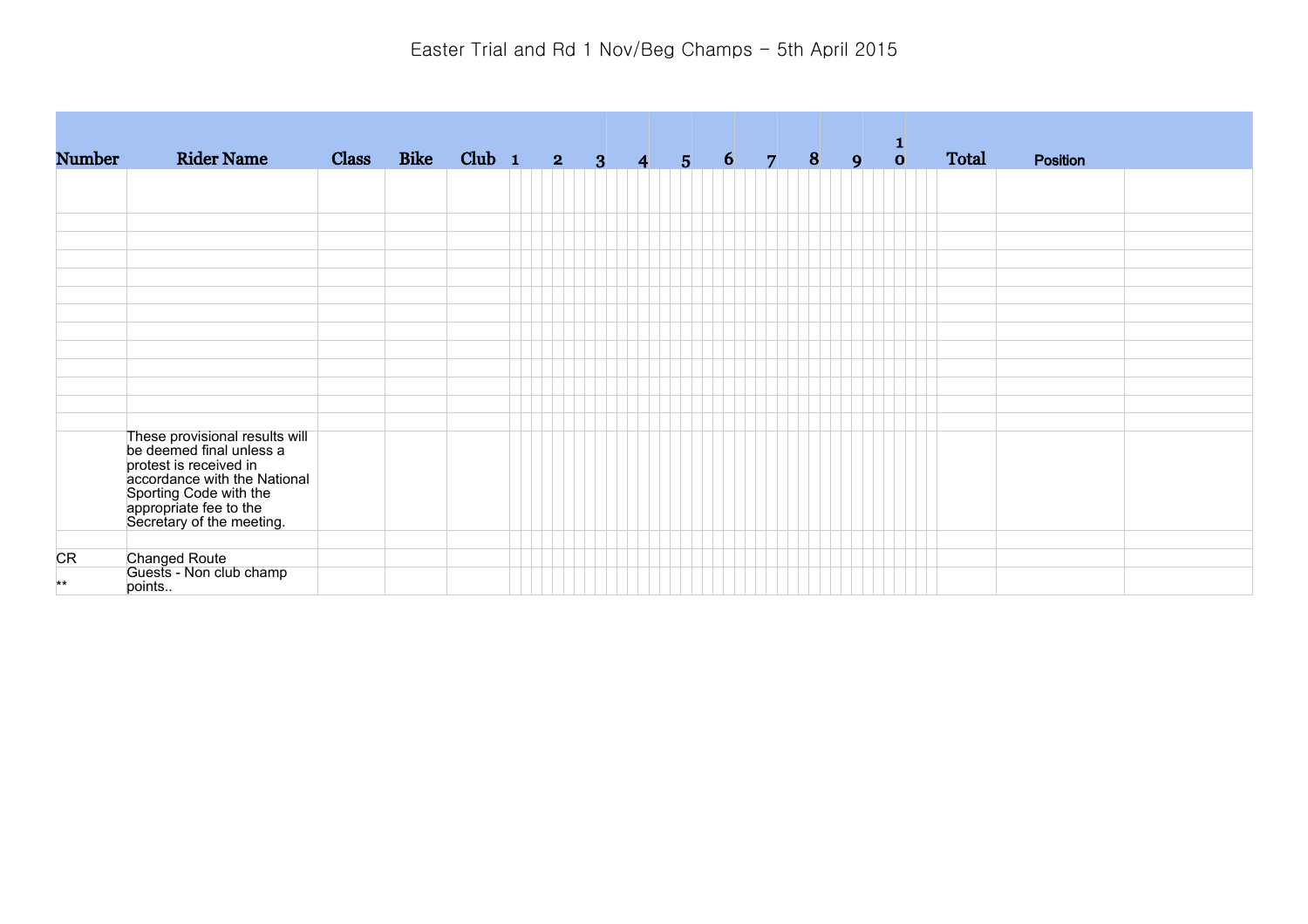Easter Trial and Rd 1 Nov/Beg Champs - 5th April 2015

| Number | Rider Name | Class | Bike | Club | 1 | 2 | 3 | 4 | 5 | 6 | 7 | 8 | 9 | 10 | Total | Position |
|---|---|---|---|---|---|---|---|---|---|---|---|---|---|---|---|---|
| | These provisional results will be deemed final unless a protest is received in accordance with the National Sporting Code with the appropriate fee to the Secretary of the meeting. | | | | | | | | | | | | | | | |
| CR | Changed Route | | | | | | | | | | | | | | | |
| ** | Guests - Non club champ points.. | | | | | | | | | | | | | | | |